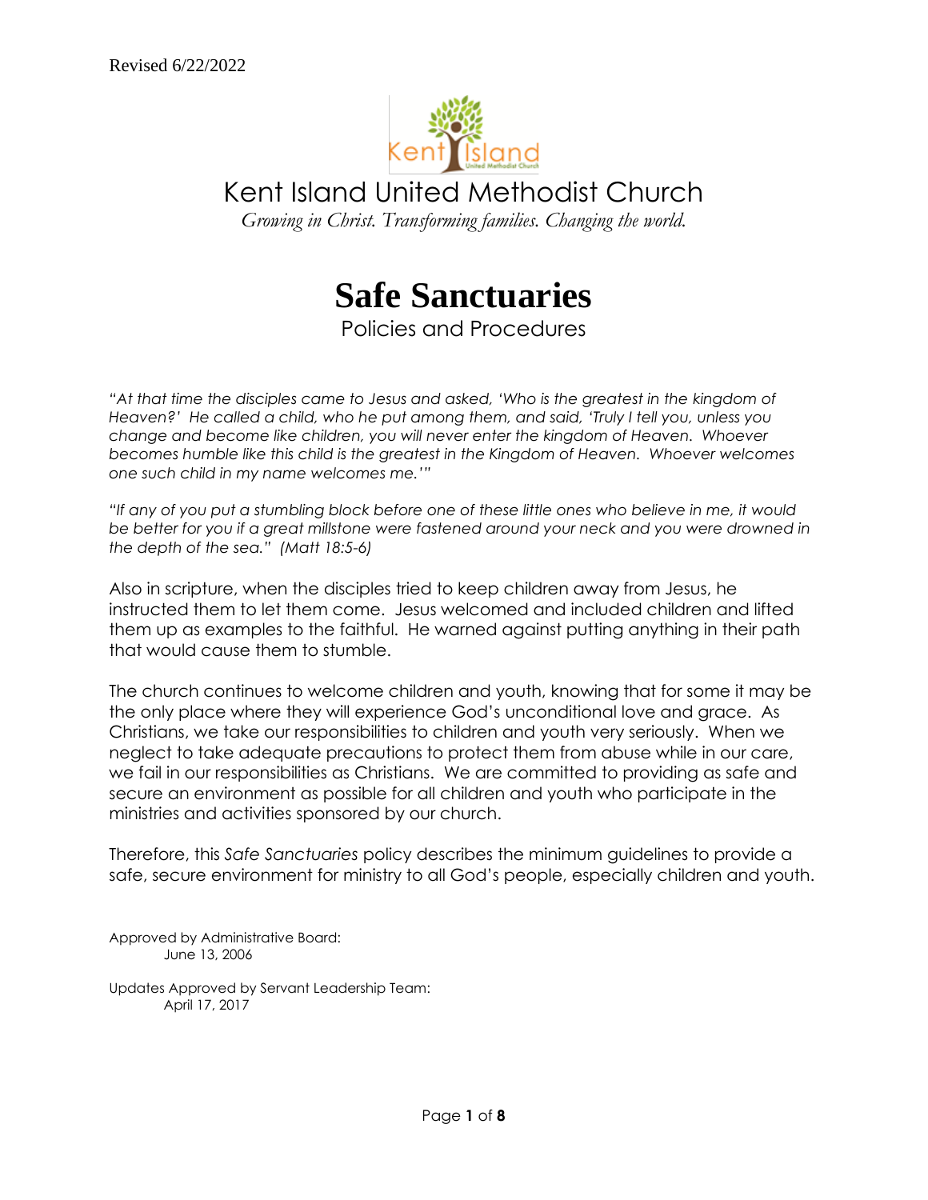Revised 6/22/2022

# Kent Island United Methodist Church

*Growing in Christ. Transforming families. Changing the world.*

# Safe Sanctuaries

## Policies and Procedures

*"At that time the disciples came to Jesus and asked, 'Who is the greatest in the kingdom of Heaven?' He called a child, who he put among them, and said, 'Truly I tell you, unless you change and become like children, you will never enter the kingdom of Heaven. Whoever becomes humble like this child is the greatest in the Kingdom of Heaven. Whoever welcomes one such child in my name welcomes me.'"*

*"If any of you put a stumbling block before one of these little ones who believe in me, it would be better for you if a great millstone were fastened around your neck and you were drowned in the depth of the sea." (Matt 18:5-6)*

Also in scripture, when the disciples tried to keep children away from Jesus, he instructed them to let them come. Jesus welcomed and included children and lifted them up as examples to the faithful. He warned against putting anything in their path that would cause them to stumble.

The church continues to welcome children and youth, knowing that for some it may be the only place where they will experience God's unconditional love and grace. As Christians, we take our responsibilities to children and youth very seriously. When we neglect to take adequate precautions to protect them from abuse while in our care, we fail in our responsibilities as Christians. We are committed to providing as safe and secure an environment as possible for all children and youth who participate in the ministries and activities sponsored by our church.

Therefore, this *Safe Sanctuaries* policy describes the minimum guidelines to provide a safe, secure environment for ministry to all God's people, especially children and youth.

Approved by Administrative Board:
June 13, 2006

Updates Approved by Servant Leadership Team:
April 17, 2017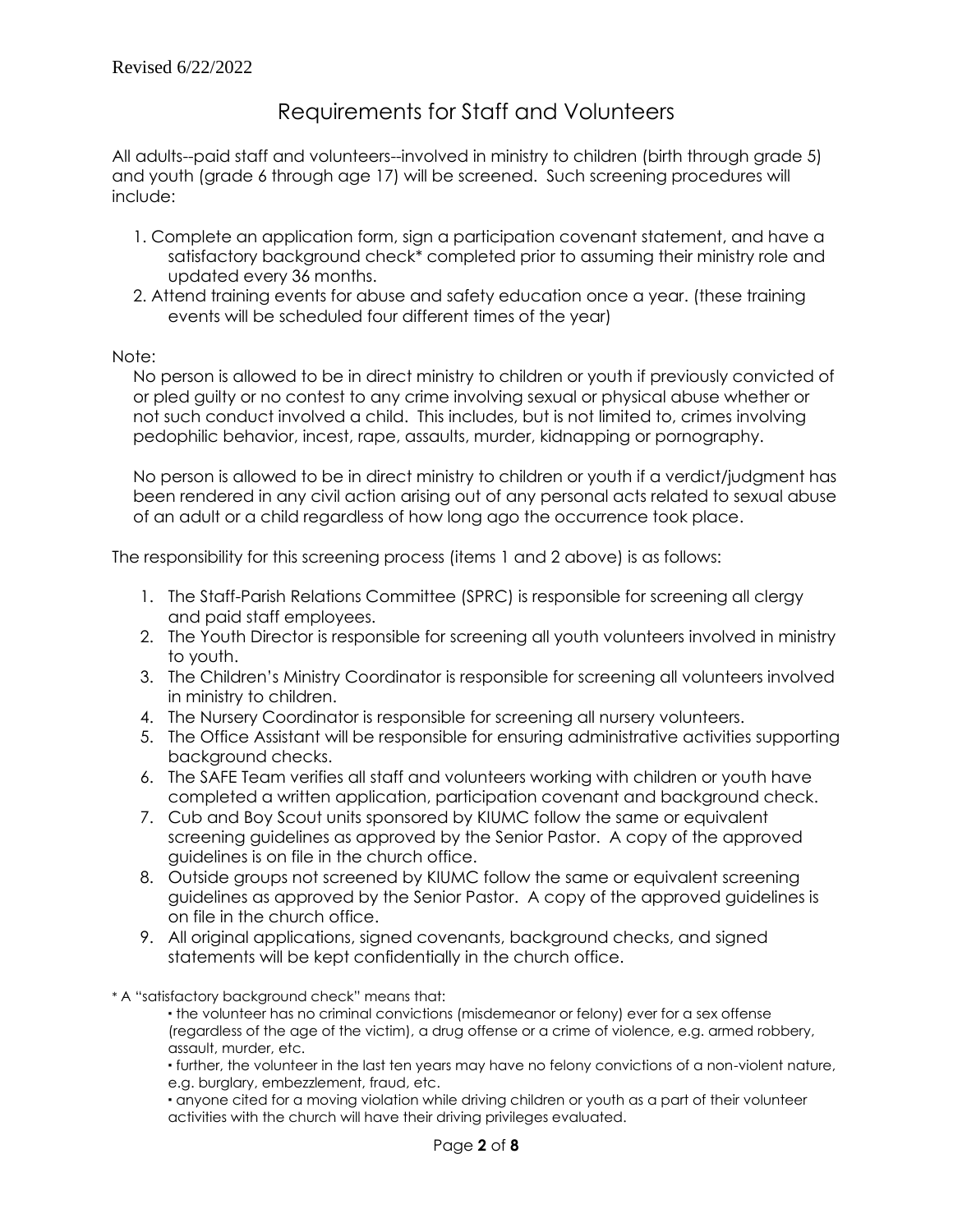Revised 6/22/2022

# Requirements for Staff and Volunteers

All adults--paid staff and volunteers--involved in ministry to children (birth through grade 5) and youth (grade 6 through age 17) will be screened. Such screening procedures will include:

1. Complete an application form, sign a participation covenant statement, and have a satisfactory background check* completed prior to assuming their ministry role and updated every 36 months.
2. Attend training events for abuse and safety education once a year. (these training events will be scheduled four different times of the year)

Note:

No person is allowed to be in direct ministry to children or youth if previously convicted of or pled guilty or no contest to any crime involving sexual or physical abuse whether or not such conduct involved a child. This includes, but is not limited to, crimes involving pedophilic behavior, incest, rape, assaults, murder, kidnapping or pornography.

No person is allowed to be in direct ministry to children or youth if a verdict/judgment has been rendered in any civil action arising out of any personal acts related to sexual abuse of an adult or a child regardless of how long ago the occurrence took place.

The responsibility for this screening process (items 1 and 2 above) is as follows:

1. The Staff-Parish Relations Committee (SPRC) is responsible for screening all clergy and paid staff employees.
2. The Youth Director is responsible for screening all youth volunteers involved in ministry to youth.
3. The Children's Ministry Coordinator is responsible for screening all volunteers involved in ministry to children.
4. The Nursery Coordinator is responsible for screening all nursery volunteers.
5. The Office Assistant will be responsible for ensuring administrative activities supporting background checks.
6. The SAFE Team verifies all staff and volunteers working with children or youth have completed a written application, participation covenant and background check.
7. Cub and Boy Scout units sponsored by KIUMC follow the same or equivalent screening guidelines as approved by the Senior Pastor. A copy of the approved guidelines is on file in the church office.
8. Outside groups not screened by KIUMC follow the same or equivalent screening guidelines as approved by the Senior Pastor. A copy of the approved guidelines is on file in the church office.
9. All original applications, signed covenants, background checks, and signed statements will be kept confidentially in the church office.

* A "satisfactory background check" means that:
  - the volunteer has no criminal convictions (misdemeanor or felony) ever for a sex offense (regardless of the age of the victim), a drug offense or a crime of violence, e.g. armed robbery, assault, murder, etc.
  - further, the volunteer in the last ten years may have no felony convictions of a non-violent nature, e.g. burglary, embezzlement, fraud, etc.
  - anyone cited for a moving violation while driving children or youth as a part of their volunteer activities with the church will have their driving privileges evaluated.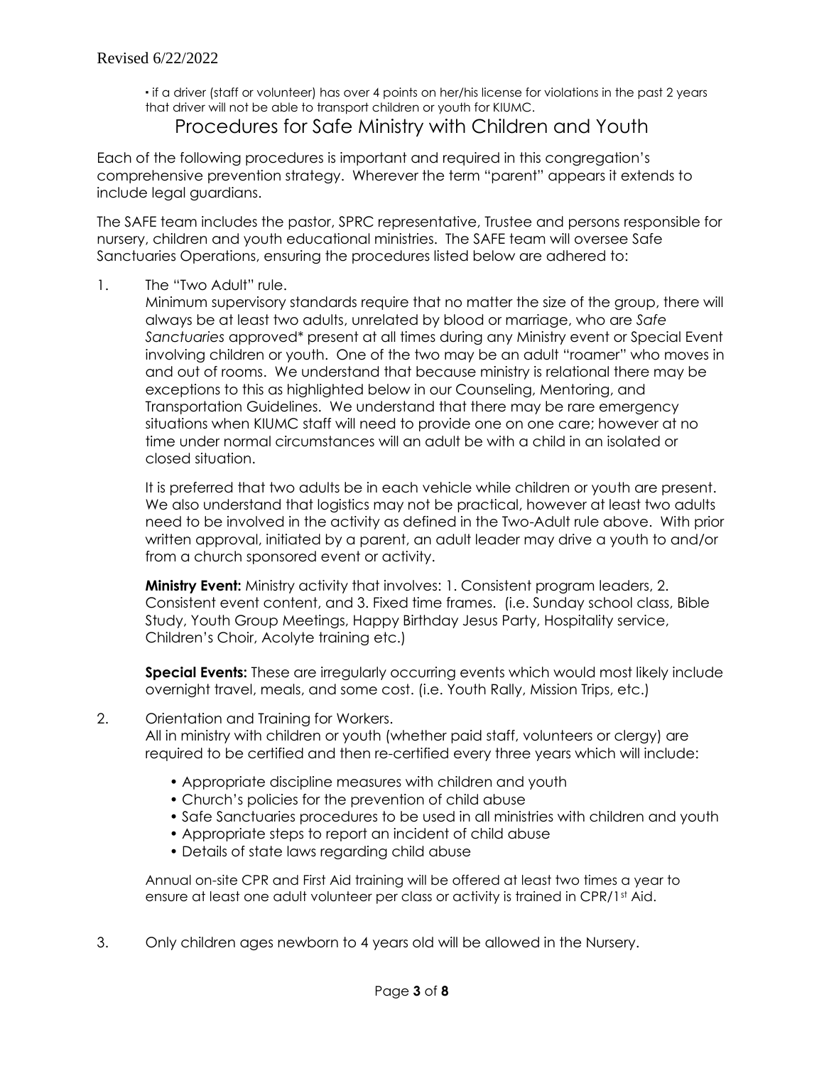▪ if a driver (staff or volunteer) has over 4 points on her/his license for violations in the past 2 years that driver will not be able to transport children or youth for KIUMC.

## Procedures for Safe Ministry with Children and Youth

Each of the following procedures is important and required in this congregation's comprehensive prevention strategy. Wherever the term "parent" appears it extends to include legal guardians.

The SAFE team includes the pastor, SPRC representative, Trustee and persons responsible for nursery, children and youth educational ministries. The SAFE team will oversee Safe Sanctuaries Operations, ensuring the procedures listed below are adhered to:

1. The "Two Adult" rule.

   Minimum supervisory standards require that no matter the size of the group, there will always be at least two adults, unrelated by blood or marriage, who are *Safe Sanctuaries* approved* present at all times during any Ministry event or Special Event involving children or youth. One of the two may be an adult "roamer" who moves in and out of rooms. We understand that because ministry is relational there may be exceptions to this as highlighted below in our Counseling, Mentoring, and Transportation Guidelines. We understand that there may be rare emergency situations when KIUMC staff will need to provide one on one care; however at no time under normal circumstances will an adult be with a child in an isolated or closed situation.

   It is preferred that two adults be in each vehicle while children or youth are present. We also understand that logistics may not be practical, however at least two adults need to be involved in the activity as defined in the Two-Adult rule above. With prior written approval, initiated by a parent, an adult leader may drive a youth to and/or from a church sponsored event or activity.

   **Ministry Event:** Ministry activity that involves: 1. Consistent program leaders, 2. Consistent event content, and 3. Fixed time frames. (i.e. Sunday school class, Bible Study, Youth Group Meetings, Happy Birthday Jesus Party, Hospitality service, Children's Choir, Acolyte training etc.)

   **Special Events:** These are irregularly occurring events which would most likely include overnight travel, meals, and some cost. (i.e. Youth Rally, Mission Trips, etc.)

2. Orientation and Training for Workers.

   All in ministry with children or youth (whether paid staff, volunteers or clergy) are required to be certified and then re-certified every three years which will include:

   - Appropriate discipline measures with children and youth
   - Church's policies for the prevention of child abuse
   - Safe Sanctuaries procedures to be used in all ministries with children and youth
   - Appropriate steps to report an incident of child abuse
   - Details of state laws regarding child abuse

   Annual on-site CPR and First Aid training will be offered at least two times a year to ensure at least one adult volunteer per class or activity is trained in CPR/1st Aid.

3. Only children ages newborn to 4 years old will be allowed in the Nursery.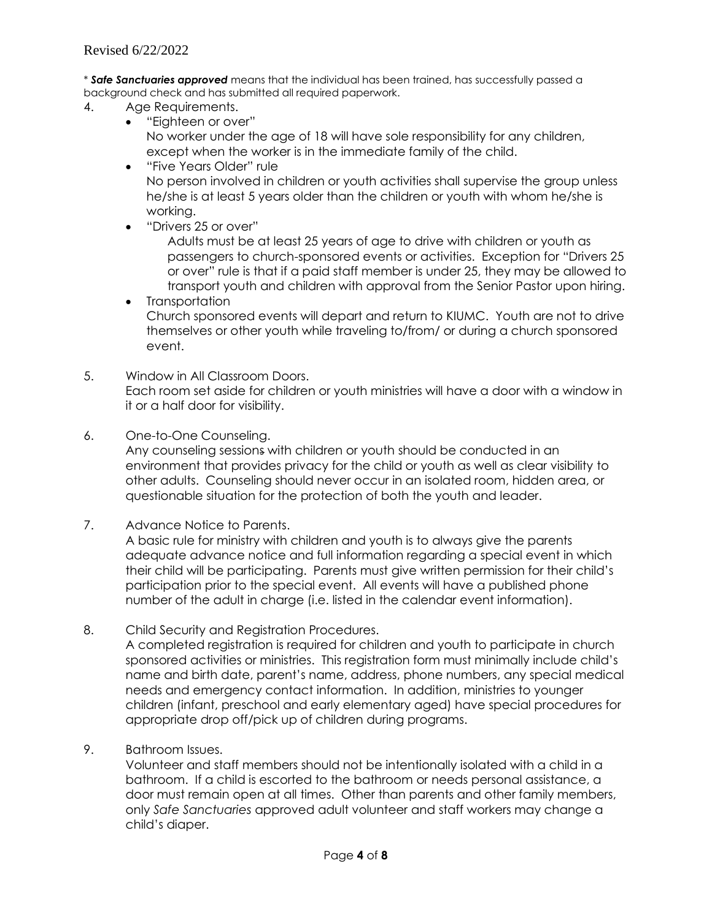\* ***Safe Sanctuaries approved*** means that the individual has been trained, has successfully passed a background check and has submitted all required paperwork.

4. Age Requirements.
   - "Eighteen or over"
     No worker under the age of 18 will have sole responsibility for any children, except when the worker is in the immediate family of the child.
   - "Five Years Older" rule
     No person involved in children or youth activities shall supervise the group unless he/she is at least 5 years older than the children or youth with whom he/she is working.
   - "Drivers 25 or over"
     Adults must be at least 25 years of age to drive with children or youth as passengers to church-sponsored events or activities. Exception for "Drivers 25 or over" rule is that if a paid staff member is under 25, they may be allowed to transport youth and children with approval from the Senior Pastor upon hiring.
   - Transportation
     Church sponsored events will depart and return to KIUMC. Youth are not to drive themselves or other youth while traveling to/from/ or during a church sponsored event.

5. Window in All Classroom Doors.
   Each room set aside for children or youth ministries will have a door with a window in it or a half door for visibility.

6. One-to-One Counseling.
   Any counseling sessions with children or youth should be conducted in an environment that provides privacy for the child or youth as well as clear visibility to other adults. Counseling should never occur in an isolated room, hidden area, or questionable situation for the protection of both the youth and leader.

7. Advance Notice to Parents.
   A basic rule for ministry with children and youth is to always give the parents adequate advance notice and full information regarding a special event in which their child will be participating. Parents must give written permission for their child's participation prior to the special event. All events will have a published phone number of the adult in charge (i.e. listed in the calendar event information).

8. Child Security and Registration Procedures.
   A completed registration is required for children and youth to participate in church sponsored activities or ministries. This registration form must minimally include child's name and birth date, parent's name, address, phone numbers, any special medical needs and emergency contact information. In addition, ministries to younger children (infant, preschool and early elementary aged) have special procedures for appropriate drop off/pick up of children during programs.

9. Bathroom Issues.
   Volunteer and staff members should not be intentionally isolated with a child in a bathroom. If a child is escorted to the bathroom or needs personal assistance, a door must remain open at all times. Other than parents and other family members, only *Safe Sanctuaries* approved adult volunteer and staff workers may change a child's diaper.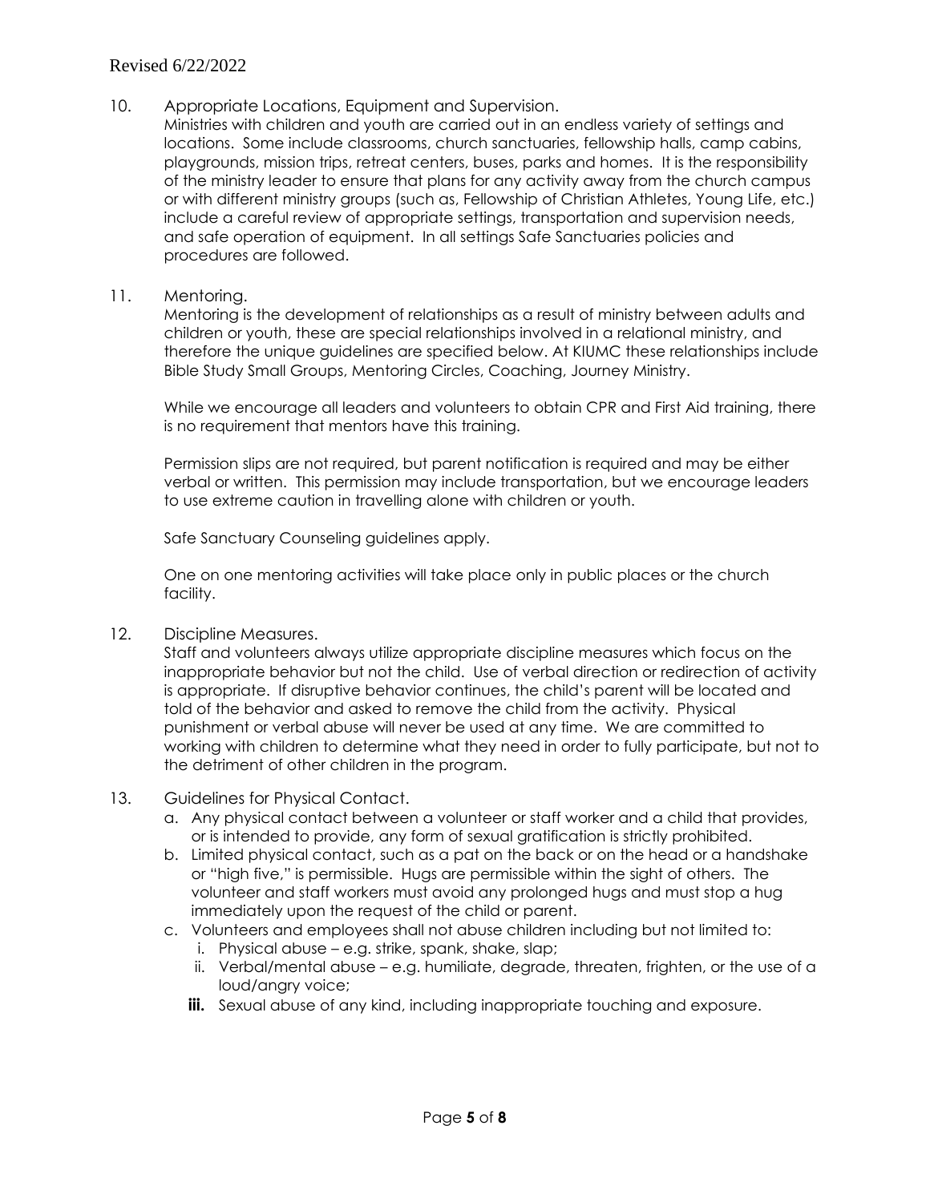10. Appropriate Locations, Equipment and Supervision.
    Ministries with children and youth are carried out in an endless variety of settings and locations. Some include classrooms, church sanctuaries, fellowship halls, camp cabins, playgrounds, mission trips, retreat centers, buses, parks and homes. It is the responsibility of the ministry leader to ensure that plans for any activity away from the church campus or with different ministry groups (such as, Fellowship of Christian Athletes, Young Life, etc.) include a careful review of appropriate settings, transportation and supervision needs, and safe operation of equipment. In all settings Safe Sanctuaries policies and procedures are followed.

11. Mentoring.
    Mentoring is the development of relationships as a result of ministry between adults and children or youth, these are special relationships involved in a relational ministry, and therefore the unique guidelines are specified below. At KIUMC these relationships include Bible Study Small Groups, Mentoring Circles, Coaching, Journey Ministry.

    While we encourage all leaders and volunteers to obtain CPR and First Aid training, there is no requirement that mentors have this training.

    Permission slips are not required, but parent notification is required and may be either verbal or written. This permission may include transportation, but we encourage leaders to use extreme caution in travelling alone with children or youth.

    Safe Sanctuary Counseling guidelines apply.

    One on one mentoring activities will take place only in public places or the church facility.

12. Discipline Measures.
    Staff and volunteers always utilize appropriate discipline measures which focus on the inappropriate behavior but not the child. Use of verbal direction or redirection of activity is appropriate. If disruptive behavior continues, the child's parent will be located and told of the behavior and asked to remove the child from the activity. Physical punishment or verbal abuse will never be used at any time. We are committed to working with children to determine what they need in order to fully participate, but not to the detriment of other children in the program.

13. Guidelines for Physical Contact.
    a. Any physical contact between a volunteer or staff worker and a child that provides, or is intended to provide, any form of sexual gratification is strictly prohibited.
    b. Limited physical contact, such as a pat on the back or on the head or a handshake or "high five," is permissible. Hugs are permissible within the sight of others. The volunteer and staff workers must avoid any prolonged hugs and must stop a hug immediately upon the request of the child or parent.
    c. Volunteers and employees shall not abuse children including but not limited to:
        i. Physical abuse – e.g. strike, spank, shake, slap;
        ii. Verbal/mental abuse – e.g. humiliate, degrade, threaten, frighten, or the use of a loud/angry voice;
        iii. Sexual abuse of any kind, including inappropriate touching and exposure.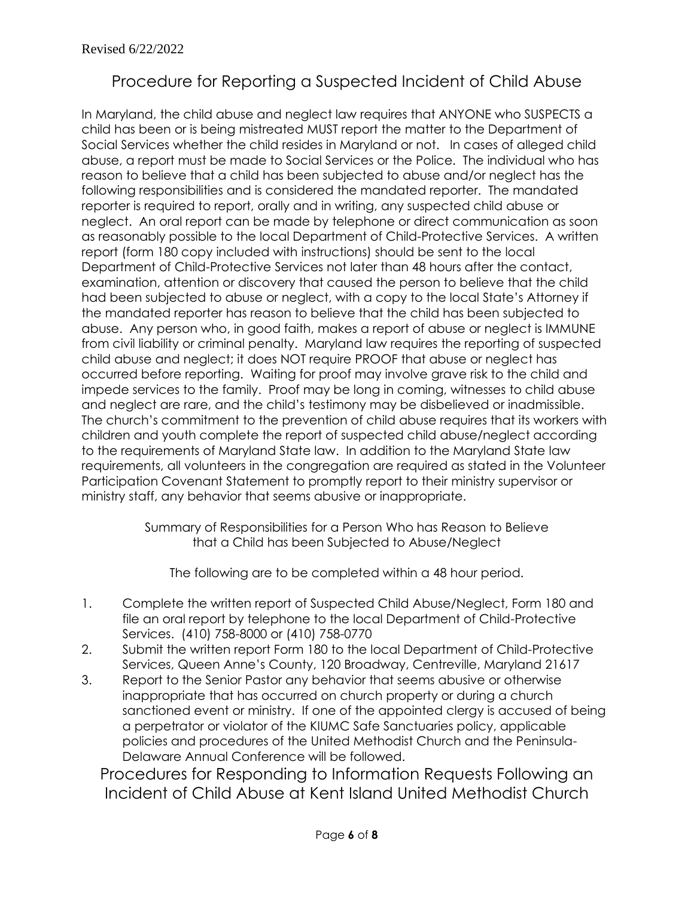Revised 6/22/2022

## Procedure for Reporting a Suspected Incident of Child Abuse

In Maryland, the child abuse and neglect law requires that ANYONE who SUSPECTS a child has been or is being mistreated MUST report the matter to the Department of Social Services whether the child resides in Maryland or not. In cases of alleged child abuse, a report must be made to Social Services or the Police. The individual who has reason to believe that a child has been subjected to abuse and/or neglect has the following responsibilities and is considered the mandated reporter. The mandated reporter is required to report, orally and in writing, any suspected child abuse or neglect. An oral report can be made by telephone or direct communication as soon as reasonably possible to the local Department of Child-Protective Services. A written report (form 180 copy included with instructions) should be sent to the local Department of Child-Protective Services not later than 48 hours after the contact, examination, attention or discovery that caused the person to believe that the child had been subjected to abuse or neglect, with a copy to the local State's Attorney if the mandated reporter has reason to believe that the child has been subjected to abuse. Any person who, in good faith, makes a report of abuse or neglect is IMMUNE from civil liability or criminal penalty. Maryland law requires the reporting of suspected child abuse and neglect; it does NOT require PROOF that abuse or neglect has occurred before reporting. Waiting for proof may involve grave risk to the child and impede services to the family. Proof may be long in coming, witnesses to child abuse and neglect are rare, and the child's testimony may be disbelieved or inadmissible. The church's commitment to the prevention of child abuse requires that its workers with children and youth complete the report of suspected child abuse/neglect according to the requirements of Maryland State law. In addition to the Maryland State law requirements, all volunteers in the congregation are required as stated in the Volunteer Participation Covenant Statement to promptly report to their ministry supervisor or ministry staff, any behavior that seems abusive or inappropriate.

### Summary of Responsibilities for a Person Who has Reason to Believe that a Child has been Subjected to Abuse/Neglect

The following are to be completed within a 48 hour period.

1. Complete the written report of Suspected Child Abuse/Neglect, Form 180 and file an oral report by telephone to the local Department of Child-Protective Services. (410) 758-8000 or (410) 758-0770
2. Submit the written report Form 180 to the local Department of Child-Protective Services, Queen Anne's County, 120 Broadway, Centreville, Maryland 21617
3. Report to the Senior Pastor any behavior that seems abusive or otherwise inappropriate that has occurred on church property or during a church sanctioned event or ministry. If one of the appointed clergy is accused of being a perpetrator or violator of the KIUMC Safe Sanctuaries policy, applicable policies and procedures of the United Methodist Church and the Peninsula-Delaware Annual Conference will be followed.

## Procedures for Responding to Information Requests Following an Incident of Child Abuse at Kent Island United Methodist Church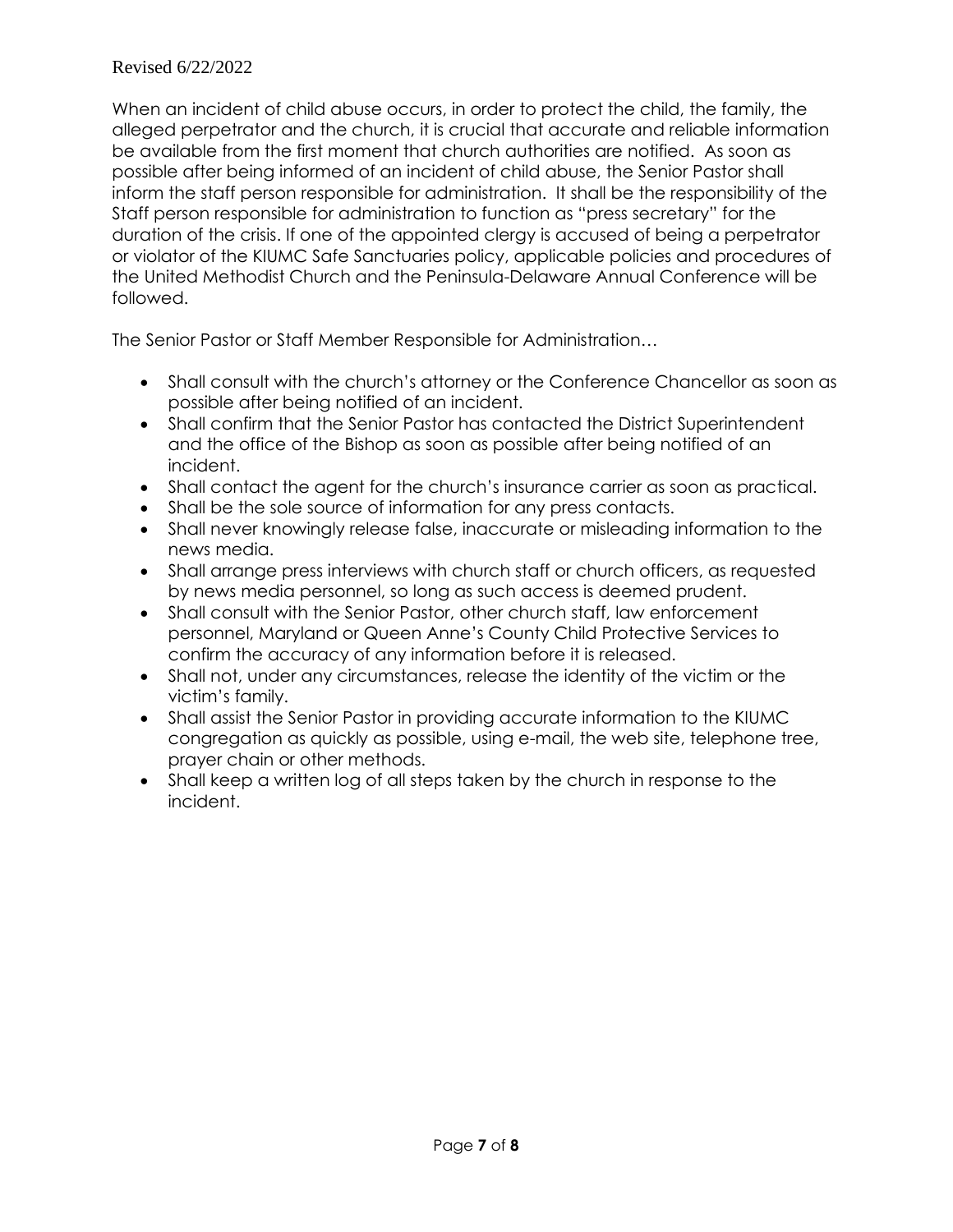When an incident of child abuse occurs, in order to protect the child, the family, the alleged perpetrator and the church, it is crucial that accurate and reliable information be available from the first moment that church authorities are notified. As soon as possible after being informed of an incident of child abuse, the Senior Pastor shall inform the staff person responsible for administration. It shall be the responsibility of the Staff person responsible for administration to function as "press secretary" for the duration of the crisis. If one of the appointed clergy is accused of being a perpetrator or violator of the KIUMC Safe Sanctuaries policy, applicable policies and procedures of the United Methodist Church and the Peninsula-Delaware Annual Conference will be followed.

The Senior Pastor or Staff Member Responsible for Administration…

- Shall consult with the church's attorney or the Conference Chancellor as soon as possible after being notified of an incident.
- Shall confirm that the Senior Pastor has contacted the District Superintendent and the office of the Bishop as soon as possible after being notified of an incident.
- Shall contact the agent for the church's insurance carrier as soon as practical.
- Shall be the sole source of information for any press contacts.
- Shall never knowingly release false, inaccurate or misleading information to the news media.
- Shall arrange press interviews with church staff or church officers, as requested by news media personnel, so long as such access is deemed prudent.
- Shall consult with the Senior Pastor, other church staff, law enforcement personnel, Maryland or Queen Anne's County Child Protective Services to confirm the accuracy of any information before it is released.
- Shall not, under any circumstances, release the identity of the victim or the victim's family.
- Shall assist the Senior Pastor in providing accurate information to the KIUMC congregation as quickly as possible, using e-mail, the web site, telephone tree, prayer chain or other methods.
- Shall keep a written log of all steps taken by the church in response to the incident.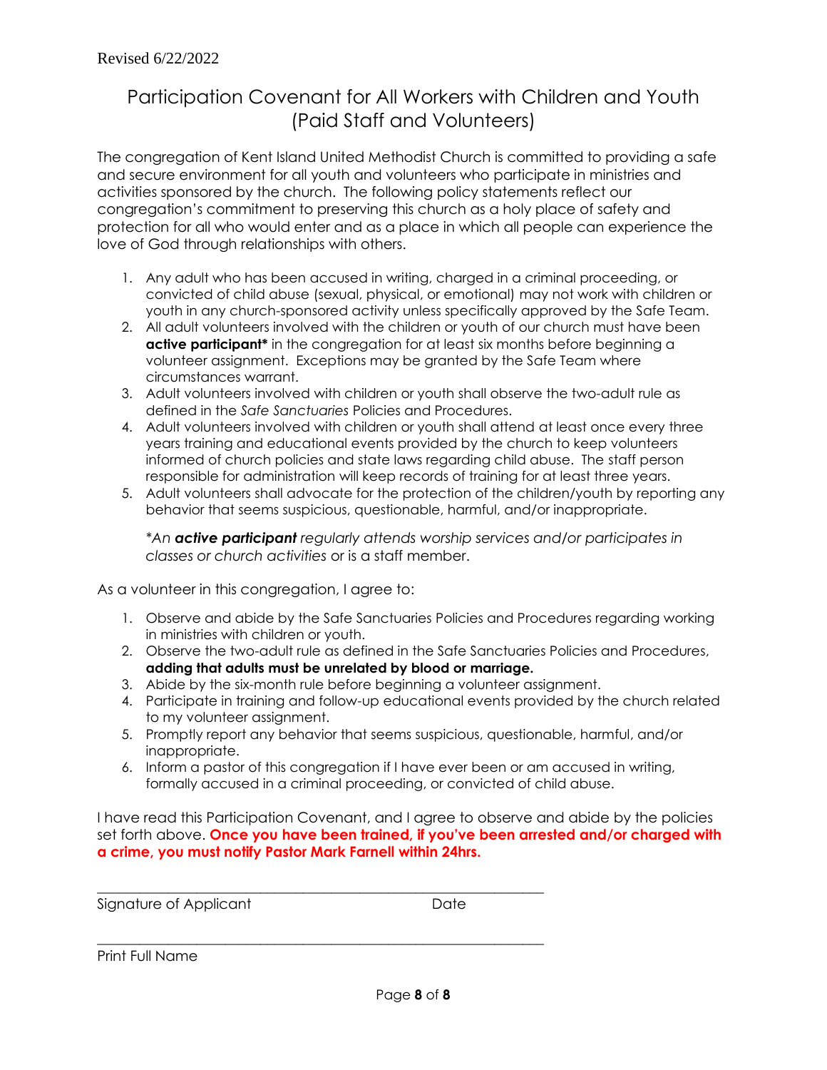Revised 6/22/2022

# Participation Covenant for All Workers with Children and Youth (Paid Staff and Volunteers)

The congregation of Kent Island United Methodist Church is committed to providing a safe and secure environment for all youth and volunteers who participate in ministries and activities sponsored by the church. The following policy statements reflect our congregation's commitment to preserving this church as a holy place of safety and protection for all who would enter and as a place in which all people can experience the love of God through relationships with others.

1. Any adult who has been accused in writing, charged in a criminal proceeding, or convicted of child abuse (sexual, physical, or emotional) may not work with children or youth in any church-sponsored activity unless specifically approved by the Safe Team.
2. All adult volunteers involved with the children or youth of our church must have been **active participant*** in the congregation for at least six months before beginning a volunteer assignment. Exceptions may be granted by the Safe Team where circumstances warrant.
3. Adult volunteers involved with children or youth shall observe the two-adult rule as defined in the *Safe Sanctuaries* Policies and Procedures.
4. Adult volunteers involved with children or youth shall attend at least once every three years training and educational events provided by the church to keep volunteers informed of church policies and state laws regarding child abuse. The staff person responsible for administration will keep records of training for at least three years.
5. Adult volunteers shall advocate for the protection of the children/youth by reporting any behavior that seems suspicious, questionable, harmful, and/or inappropriate.

   **An* ***active participant*** *regularly attends worship services and/or participates in classes or church activities* or is a staff member.

As a volunteer in this congregation, I agree to:

1. Observe and abide by the Safe Sanctuaries Policies and Procedures regarding working in ministries with children or youth.
2. Observe the two-adult rule as defined in the Safe Sanctuaries Policies and Procedures, **adding that adults must be unrelated by blood or marriage.**
3. Abide by the six-month rule before beginning a volunteer assignment.
4. Participate in training and follow-up educational events provided by the church related to my volunteer assignment.
5. Promptly report any behavior that seems suspicious, questionable, harmful, and/or inappropriate.
6. Inform a pastor of this congregation if I have ever been or am accused in writing, formally accused in a criminal proceeding, or convicted of child abuse.

I have read this Participation Covenant, and I agree to observe and abide by the policies set forth above. **Once you have been trained, if you've been arrested and/or charged with a crime, you must notify Pastor Mark Farnell within 24hrs.**

______________________________________________________________

Signature of Applicant                                        Date

______________________________________________________________

Print Full Name